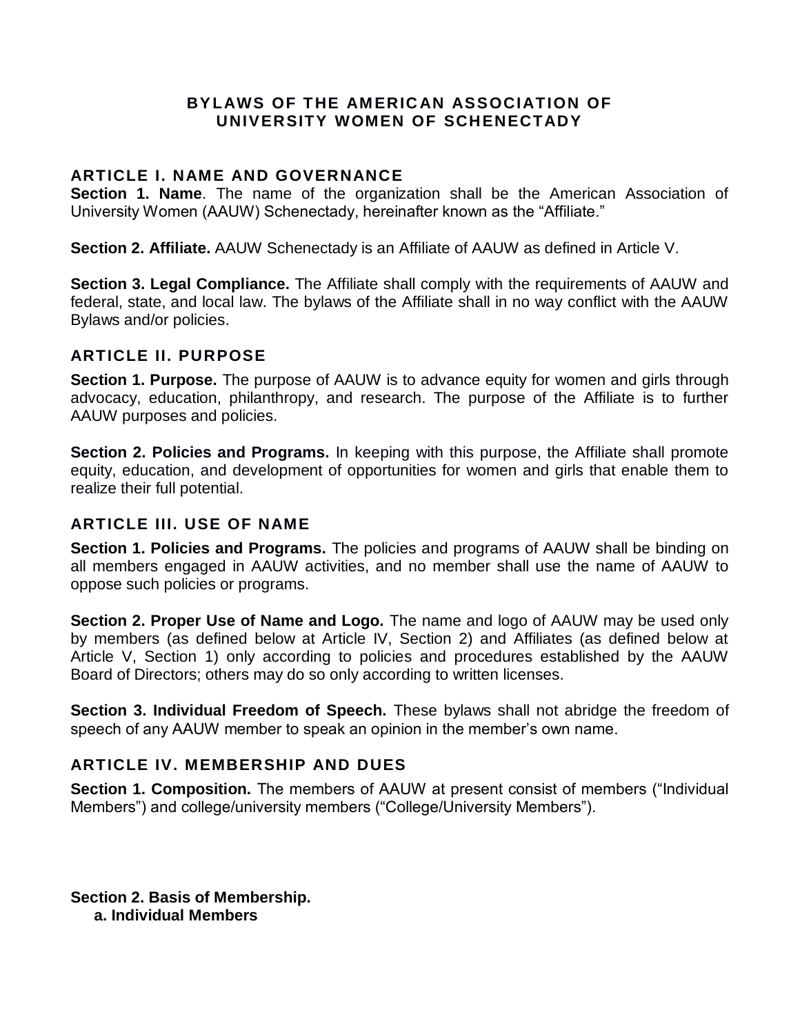# BYLAWS OF THE AMERICAN ASSOCIATION OF UNIVERSITY WOMEN OF SCHENECTADY

## ARTICLE I. NAME AND GOVERNANCE

**Section 1. Name**. The name of the organization shall be the American Association of University Women (AAUW) Schenectady, hereinafter known as the "Affiliate."

**Section 2. Affiliate.** AAUW Schenectady is an Affiliate of AAUW as defined in Article V.

**Section 3. Legal Compliance.** The Affiliate shall comply with the requirements of AAUW and federal, state, and local law. The bylaws of the Affiliate shall in no way conflict with the AAUW Bylaws and/or policies.

## ARTICLE II. PURPOSE

**Section 1. Purpose.** The purpose of AAUW is to advance equity for women and girls through advocacy, education, philanthropy, and research. The purpose of the Affiliate is to further AAUW purposes and policies.

**Section 2. Policies and Programs.** In keeping with this purpose, the Affiliate shall promote equity, education, and development of opportunities for women and girls that enable them to realize their full potential.

## ARTICLE III. USE OF NAME

**Section 1. Policies and Programs.** The policies and programs of AAUW shall be binding on all members engaged in AAUW activities, and no member shall use the name of AAUW to oppose such policies or programs.

**Section 2. Proper Use of Name and Logo.** The name and logo of AAUW may be used only by members (as defined below at Article IV, Section 2) and Affiliates (as defined below at Article V, Section 1) only according to policies and procedures established by the AAUW Board of Directors; others may do so only according to written licenses.

**Section 3. Individual Freedom of Speech.** These bylaws shall not abridge the freedom of speech of any AAUW member to speak an opinion in the member's own name.

## ARTICLE IV. MEMBERSHIP AND DUES

**Section 1. Composition.** The members of AAUW at present consist of members ("Individual Members") and college/university members ("College/University Members").

**Section 2. Basis of Membership.**

**a. Individual Members**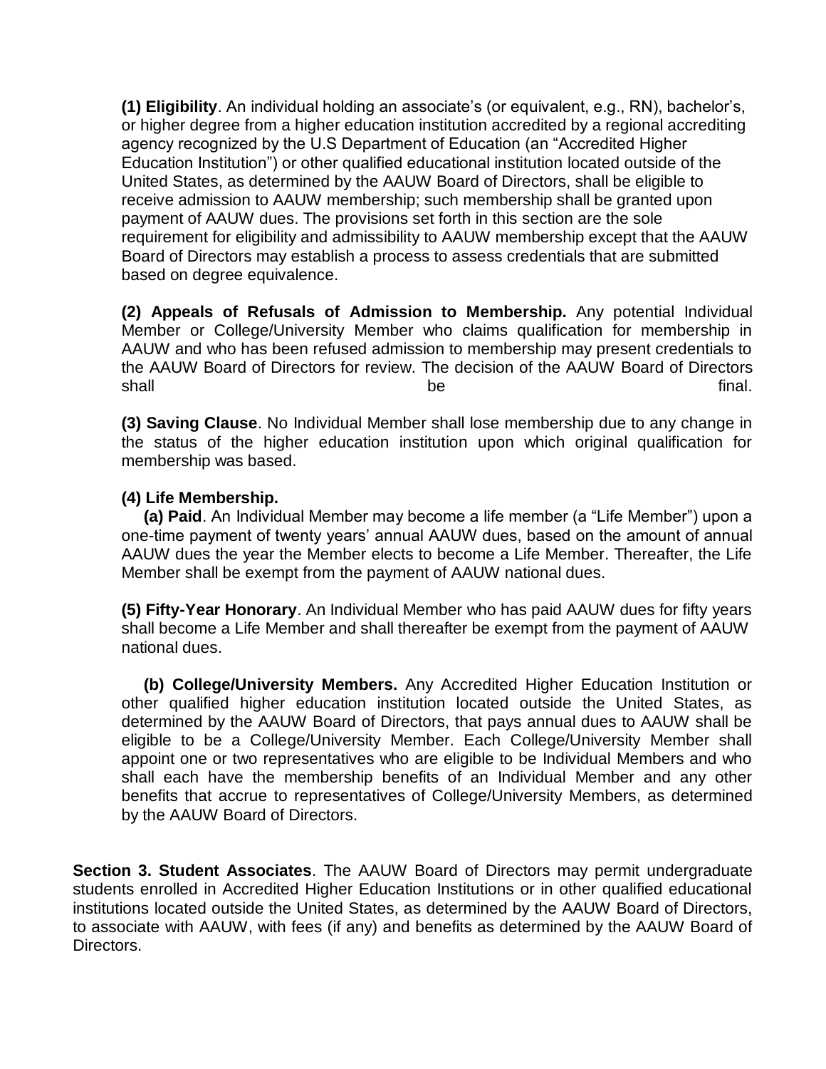**(1) Eligibility**. An individual holding an associate's (or equivalent, e.g., RN), bachelor's, or higher degree from a higher education institution accredited by a regional accrediting agency recognized by the U.S Department of Education (an "Accredited Higher Education Institution") or other qualified educational institution located outside of the United States, as determined by the AAUW Board of Directors, shall be eligible to receive admission to AAUW membership; such membership shall be granted upon payment of AAUW dues. The provisions set forth in this section are the sole requirement for eligibility and admissibility to AAUW membership except that the AAUW Board of Directors may establish a process to assess credentials that are submitted based on degree equivalence.

**(2) Appeals of Refusals of Admission to Membership.** Any potential Individual Member or College/University Member who claims qualification for membership in AAUW and who has been refused admission to membership may present credentials to the AAUW Board of Directors for review. The decision of the AAUW Board of Directors shall be final.

**(3) Saving Clause**. No Individual Member shall lose membership due to any change in the status of the higher education institution upon which original qualification for membership was based.

**(4) Life Membership.**

**(a) Paid**. An Individual Member may become a life member (a "Life Member") upon a one-time payment of twenty years' annual AAUW dues, based on the amount of annual AAUW dues the year the Member elects to become a Life Member. Thereafter, the Life Member shall be exempt from the payment of AAUW national dues.

**(5) Fifty-Year Honorary**. An Individual Member who has paid AAUW dues for fifty years shall become a Life Member and shall thereafter be exempt from the payment of AAUW national dues.

**(b) College/University Members.** Any Accredited Higher Education Institution or other qualified higher education institution located outside the United States, as determined by the AAUW Board of Directors, that pays annual dues to AAUW shall be eligible to be a College/University Member. Each College/University Member shall appoint one or two representatives who are eligible to be Individual Members and who shall each have the membership benefits of an Individual Member and any other benefits that accrue to representatives of College/University Members, as determined by the AAUW Board of Directors.

**Section 3. Student Associates**. The AAUW Board of Directors may permit undergraduate students enrolled in Accredited Higher Education Institutions or in other qualified educational institutions located outside the United States, as determined by the AAUW Board of Directors, to associate with AAUW, with fees (if any) and benefits as determined by the AAUW Board of Directors.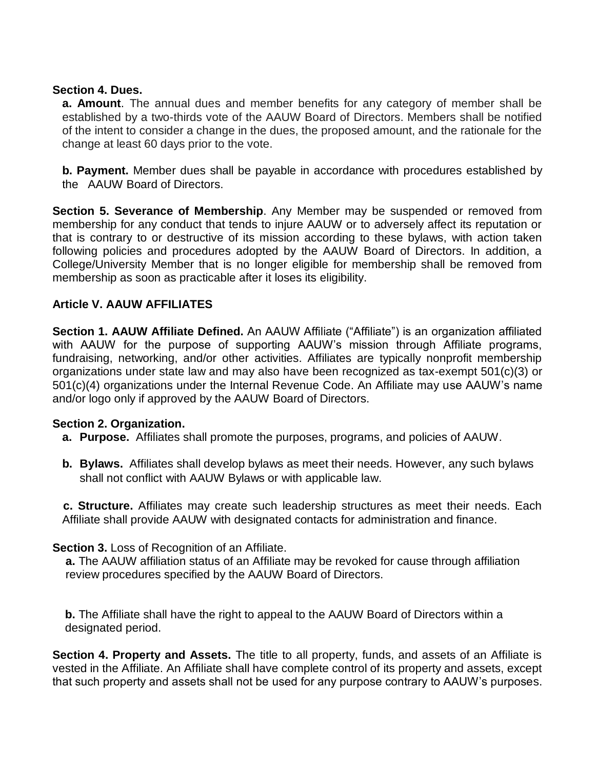**Section 4. Dues.**

**a. Amount**. The annual dues and member benefits for any category of member shall be established by a two-thirds vote of the AAUW Board of Directors. Members shall be notified of the intent to consider a change in the dues, the proposed amount, and the rationale for the change at least 60 days prior to the vote.

**b. Payment.** Member dues shall be payable in accordance with procedures established by the AAUW Board of Directors.

**Section 5. Severance of Membership**. Any Member may be suspended or removed from membership for any conduct that tends to injure AAUW or to adversely affect its reputation or that is contrary to or destructive of its mission according to these bylaws, with action taken following policies and procedures adopted by the AAUW Board of Directors. In addition, a College/University Member that is no longer eligible for membership shall be removed from membership as soon as practicable after it loses its eligibility.

## Article V. AAUW AFFILIATES

**Section 1. AAUW Affiliate Defined.** An AAUW Affiliate ("Affiliate") is an organization affiliated with AAUW for the purpose of supporting AAUW's mission through Affiliate programs, fundraising, networking, and/or other activities. Affiliates are typically nonprofit membership organizations under state law and may also have been recognized as tax-exempt 501(c)(3) or 501(c)(4) organizations under the Internal Revenue Code. An Affiliate may use AAUW's name and/or logo only if approved by the AAUW Board of Directors.

**Section 2. Organization.**

**a. Purpose.** Affiliates shall promote the purposes, programs, and policies of AAUW.

**b. Bylaws.** Affiliates shall develop bylaws as meet their needs. However, any such bylaws shall not conflict with AAUW Bylaws or with applicable law.

**c. Structure.** Affiliates may create such leadership structures as meet their needs. Each Affiliate shall provide AAUW with designated contacts for administration and finance.

**Section 3.** Loss of Recognition of an Affiliate.

**a.** The AAUW affiliation status of an Affiliate may be revoked for cause through affiliation review procedures specified by the AAUW Board of Directors.

**b.** The Affiliate shall have the right to appeal to the AAUW Board of Directors within a designated period.

**Section 4. Property and Assets.** The title to all property, funds, and assets of an Affiliate is vested in the Affiliate. An Affiliate shall have complete control of its property and assets, except that such property and assets shall not be used for any purpose contrary to AAUW's purposes.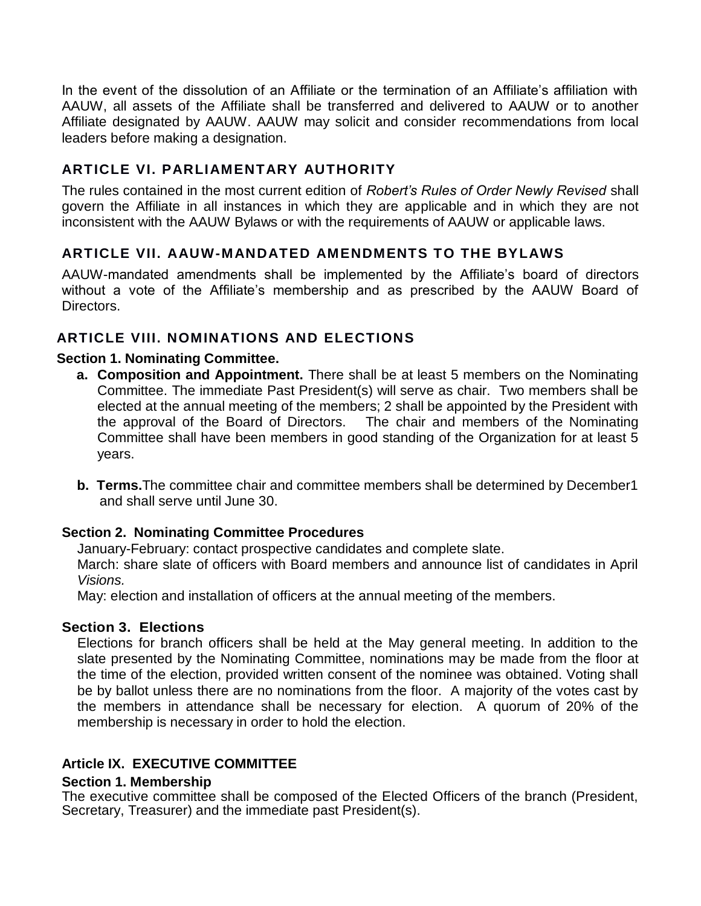In the event of the dissolution of an Affiliate or the termination of an Affiliate's affiliation with AAUW, all assets of the Affiliate shall be transferred and delivered to AAUW or to another Affiliate designated by AAUW. AAUW may solicit and consider recommendations from local leaders before making a designation.

## ARTICLE VI. PARLIAMENTARY AUTHORITY

The rules contained in the most current edition of *Robert's Rules of Order Newly Revised* shall govern the Affiliate in all instances in which they are applicable and in which they are not inconsistent with the AAUW Bylaws or with the requirements of AAUW or applicable laws.

## ARTICLE VII. AAUW-MANDATED AMENDMENTS TO THE BYLAWS

AAUW-mandated amendments shall be implemented by the Affiliate's board of directors without a vote of the Affiliate's membership and as prescribed by the AAUW Board of Directors.

## ARTICLE VIII. NOMINATIONS AND ELECTIONS

### Section 1. Nominating Committee.

a. **Composition and Appointment.** There shall be at least 5 members on the Nominating Committee. The immediate Past President(s) will serve as chair. Two members shall be elected at the annual meeting of the members; 2 shall be appointed by the President with the approval of the Board of Directors. The chair and members of the Nominating Committee shall have been members in good standing of the Organization for at least 5 years.

b. **Terms.** The committee chair and committee members shall be determined by December1 and shall serve until June 30.

### Section 2. Nominating Committee Procedures

January-February: contact prospective candidates and complete slate.

March: share slate of officers with Board members and announce list of candidates in April *Visions.*

May: election and installation of officers at the annual meeting of the members.

### Section 3. Elections

Elections for branch officers shall be held at the May general meeting. In addition to the slate presented by the Nominating Committee, nominations may be made from the floor at the time of the election, provided written consent of the nominee was obtained. Voting shall be by ballot unless there are no nominations from the floor. A majority of the votes cast by the members in attendance shall be necessary for election. A quorum of 20% of the membership is necessary in order to hold the election.

## Article IX. EXECUTIVE COMMITTEE

### Section 1. Membership

The executive committee shall be composed of the Elected Officers of the branch (President, Secretary, Treasurer) and the immediate past President(s).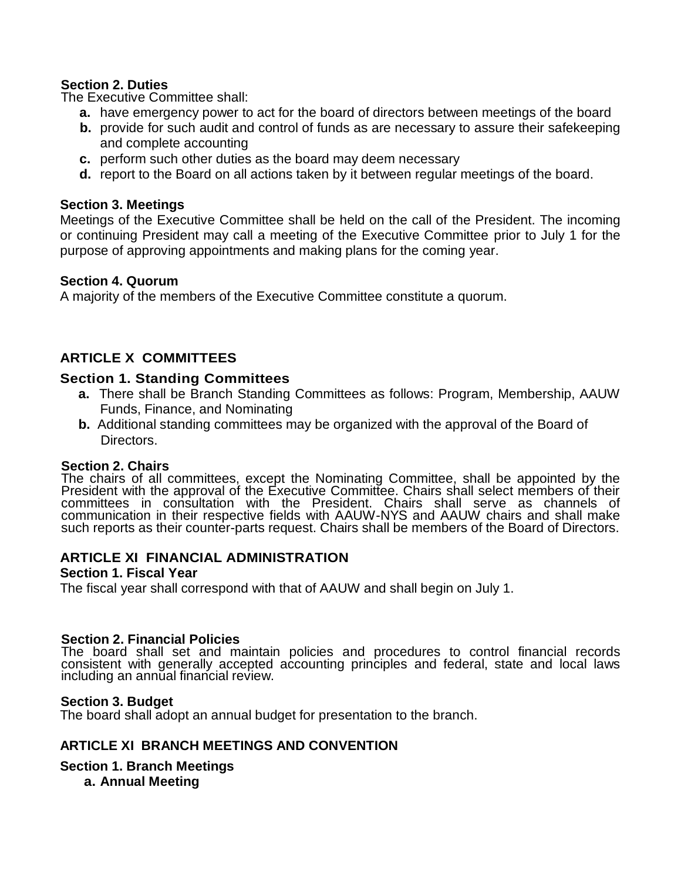**Section 2. Duties**

The Executive Committee shall:

- **a.** have emergency power to act for the board of directors between meetings of the board
- **b.** provide for such audit and control of funds as are necessary to assure their safekeeping and complete accounting
- **c.** perform such other duties as the board may deem necessary
- **d.** report to the Board on all actions taken by it between regular meetings of the board.

**Section 3. Meetings**

Meetings of the Executive Committee shall be held on the call of the President. The incoming or continuing President may call a meeting of the Executive Committee prior to July 1 for the purpose of approving appointments and making plans for the coming year.

**Section 4. Quorum**

A majority of the members of the Executive Committee constitute a quorum.

## ARTICLE X COMMITTEES

### Section 1. Standing Committees

- **a.** There shall be Branch Standing Committees as follows: Program, Membership, AAUW Funds, Finance, and Nominating
- **b.** Additional standing committees may be organized with the approval of the Board of Directors.

**Section 2. Chairs**

The chairs of all committees, except the Nominating Committee, shall be appointed by the President with the approval of the Executive Committee. Chairs shall select members of their committees in consultation with the President. Chairs shall serve as channels of communication in their respective fields with AAUW-NYS and AAUW chairs and shall make such reports as their counter-parts request. Chairs shall be members of the Board of Directors.

## ARTICLE XI FINANCIAL ADMINISTRATION

**Section 1. Fiscal Year**

The fiscal year shall correspond with that of AAUW and shall begin on July 1.

**Section 2. Financial Policies**

The board shall set and maintain policies and procedures to control financial records consistent with generally accepted accounting principles and federal, state and local laws including an annual financial review.

**Section 3. Budget**

The board shall adopt an annual budget for presentation to the branch.

## ARTICLE XI BRANCH MEETINGS AND CONVENTION

**Section 1. Branch Meetings**

- **a. Annual Meeting**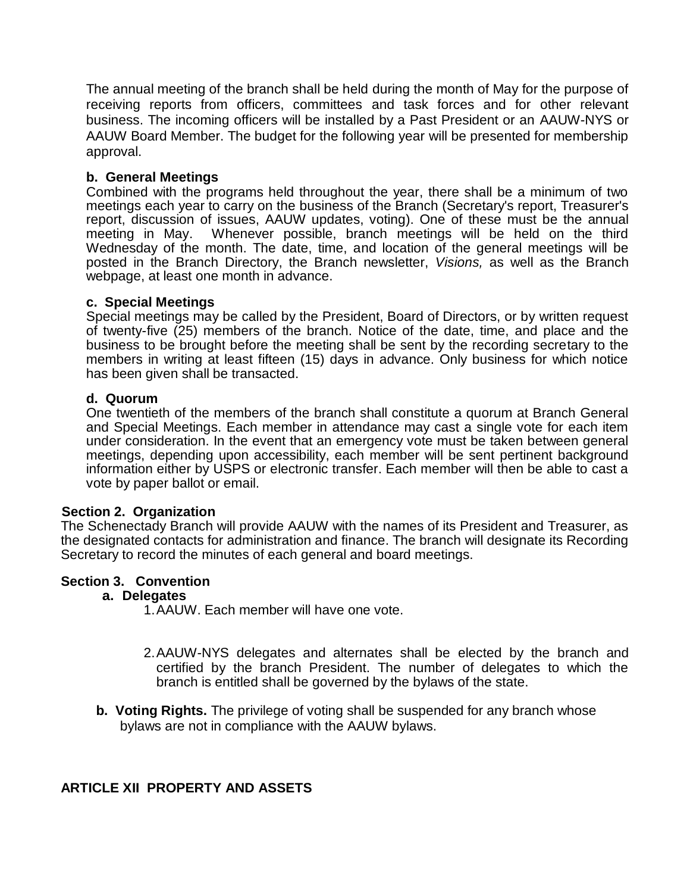The annual meeting of the branch shall be held during the month of May for the purpose of receiving reports from officers, committees and task forces and for other relevant business. The incoming officers will be installed by a Past President or an AAUW-NYS or AAUW Board Member. The budget for the following year will be presented for membership approval.

**b. General Meetings**

Combined with the programs held throughout the year, there shall be a minimum of two meetings each year to carry on the business of the Branch (Secretary's report, Treasurer's report, discussion of issues, AAUW updates, voting). One of these must be the annual meeting in May. Whenever possible, branch meetings will be held on the third Wednesday of the month. The date, time, and location of the general meetings will be posted in the Branch Directory, the Branch newsletter, *Visions,* as well as the Branch webpage, at least one month in advance.

**c. Special Meetings**

Special meetings may be called by the President, Board of Directors, or by written request of twenty-five (25) members of the branch. Notice of the date, time, and place and the business to be brought before the meeting shall be sent by the recording secretary to the members in writing at least fifteen (15) days in advance. Only business for which notice has been given shall be transacted.

**d. Quorum**

One twentieth of the members of the branch shall constitute a quorum at Branch General and Special Meetings. Each member in attendance may cast a single vote for each item under consideration. In the event that an emergency vote must be taken between general meetings, depending upon accessibility, each member will be sent pertinent background information either by USPS or electronic transfer. Each member will then be able to cast a vote by paper ballot or email.

**Section 2. Organization**

The Schenectady Branch will provide AAUW with the names of its President and Treasurer, as the designated contacts for administration and finance. The branch will designate its Recording Secretary to record the minutes of each general and board meetings.

**Section 3. Convention**

**a. Delegates**

1. AAUW. Each member will have one vote.

2. AAUW-NYS delegates and alternates shall be elected by the branch and certified by the branch President. The number of delegates to which the branch is entitled shall be governed by the bylaws of the state.

**b. Voting Rights.** The privilege of voting shall be suspended for any branch whose bylaws are not in compliance with the AAUW bylaws.

## ARTICLE XII PROPERTY AND ASSETS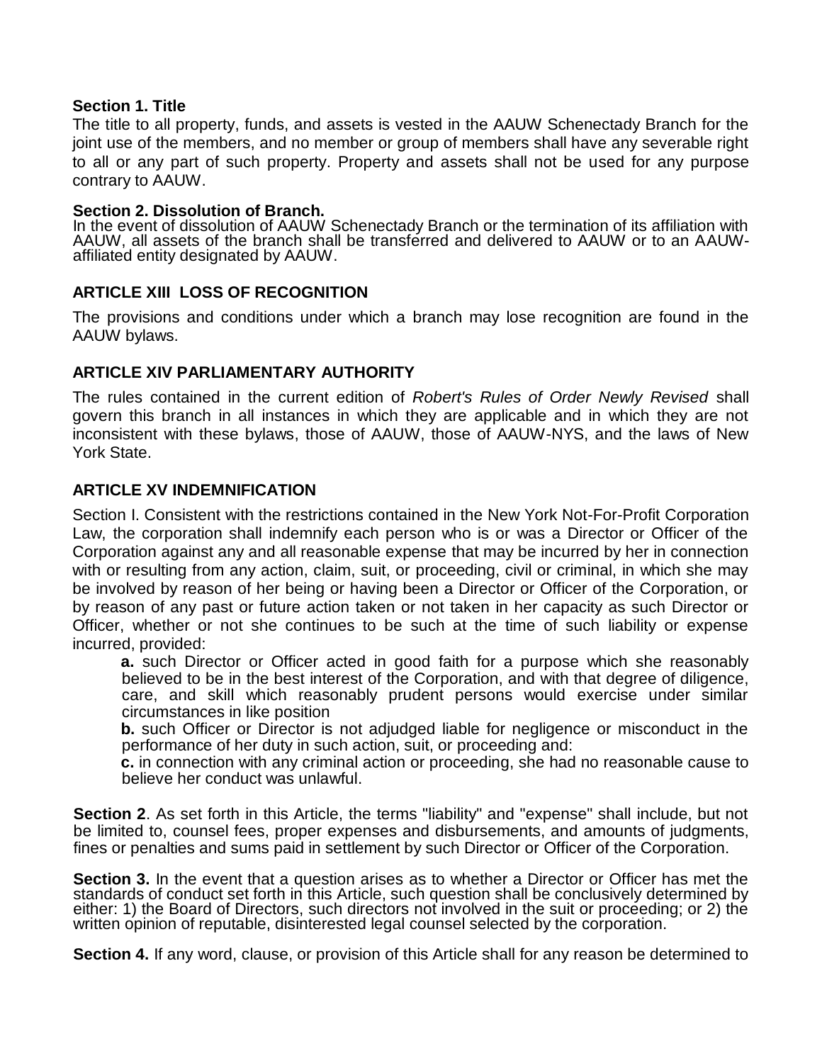**Section 1. Title**

The title to all property, funds, and assets is vested in the AAUW Schenectady Branch for the joint use of the members, and no member or group of members shall have any severable right to all or any part of such property. Property and assets shall not be used for any purpose contrary to AAUW.

**Section 2. Dissolution of Branch.**

In the event of dissolution of AAUW Schenectady Branch or the termination of its affiliation with AAUW, all assets of the branch shall be transferred and delivered to AAUW or to an AAUW-affiliated entity designated by AAUW.

## ARTICLE XIII LOSS OF RECOGNITION

The provisions and conditions under which a branch may lose recognition are found in the AAUW bylaws.

## ARTICLE XIV PARLIAMENTARY AUTHORITY

The rules contained in the current edition of *Robert's Rules of Order Newly Revised* shall govern this branch in all instances in which they are applicable and in which they are not inconsistent with these bylaws, those of AAUW, those of AAUW-NYS, and the laws of New York State.

## ARTICLE XV INDEMNIFICATION

Section I. Consistent with the restrictions contained in the New York Not-For-Profit Corporation Law, the corporation shall indemnify each person who is or was a Director or Officer of the Corporation against any and all reasonable expense that may be incurred by her in connection with or resulting from any action, claim, suit, or proceeding, civil or criminal, in which she may be involved by reason of her being or having been a Director or Officer of the Corporation, or by reason of any past or future action taken or not taken in her capacity as such Director or Officer, whether or not she continues to be such at the time of such liability or expense incurred, provided:

**a.** such Director or Officer acted in good faith for a purpose which she reasonably believed to be in the best interest of the Corporation, and with that degree of diligence, care, and skill which reasonably prudent persons would exercise under similar circumstances in like position

**b.** such Officer or Director is not adjudged liable for negligence or misconduct in the performance of her duty in such action, suit, or proceeding and:

**c.** in connection with any criminal action or proceeding, she had no reasonable cause to believe her conduct was unlawful.

**Section 2**. As set forth in this Article, the terms "liability" and "expense" shall include, but not be limited to, counsel fees, proper expenses and disbursements, and amounts of judgments, fines or penalties and sums paid in settlement by such Director or Officer of the Corporation.

**Section 3.** In the event that a question arises as to whether a Director or Officer has met the standards of conduct set forth in this Article, such question shall be conclusively determined by either: 1) the Board of Directors, such directors not involved in the suit or proceeding; or 2) the written opinion of reputable, disinterested legal counsel selected by the corporation.

**Section 4.** If any word, clause, or provision of this Article shall for any reason be determined to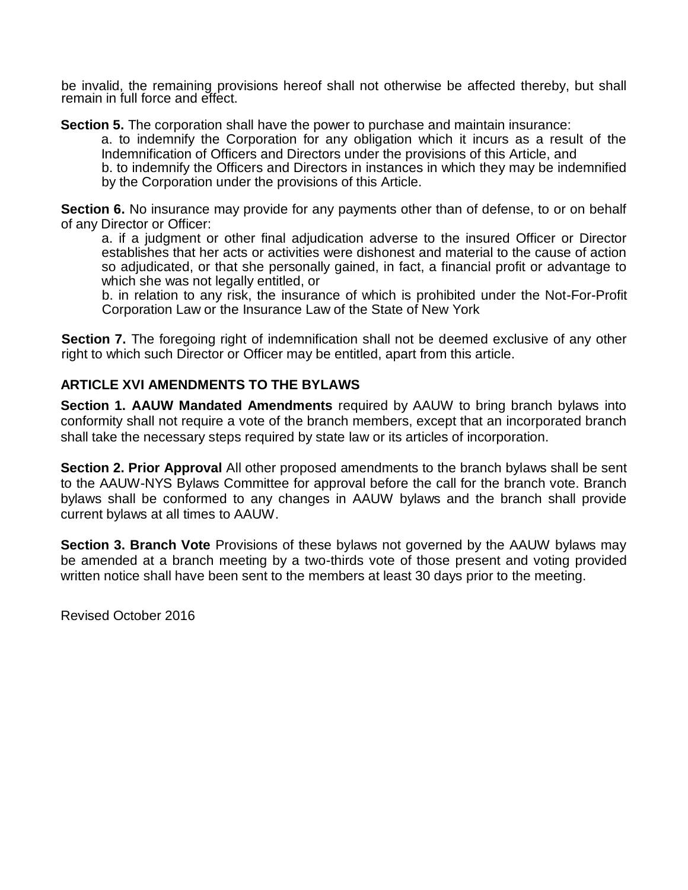be invalid, the remaining provisions hereof shall not otherwise be affected thereby, but shall remain in full force and effect.

**Section 5.** The corporation shall have the power to purchase and maintain insurance:

a. to indemnify the Corporation for any obligation which it incurs as a result of the Indemnification of Officers and Directors under the provisions of this Article, and

b. to indemnify the Officers and Directors in instances in which they may be indemnified by the Corporation under the provisions of this Article.

**Section 6.** No insurance may provide for any payments other than of defense, to or on behalf of any Director or Officer:

a. if a judgment or other final adjudication adverse to the insured Officer or Director establishes that her acts or activities were dishonest and material to the cause of action so adjudicated, or that she personally gained, in fact, a financial profit or advantage to which she was not legally entitled, or

b. in relation to any risk, the insurance of which is prohibited under the Not-For-Profit Corporation Law or the Insurance Law of the State of New York

**Section 7.** The foregoing right of indemnification shall not be deemed exclusive of any other right to which such Director or Officer may be entitled, apart from this article.

## ARTICLE XVI AMENDMENTS TO THE BYLAWS

**Section 1. AAUW Mandated Amendments** required by AAUW to bring branch bylaws into conformity shall not require a vote of the branch members, except that an incorporated branch shall take the necessary steps required by state law or its articles of incorporation.

**Section 2. Prior Approval** All other proposed amendments to the branch bylaws shall be sent to the AAUW-NYS Bylaws Committee for approval before the call for the branch vote. Branch bylaws shall be conformed to any changes in AAUW bylaws and the branch shall provide current bylaws at all times to AAUW.

**Section 3. Branch Vote** Provisions of these bylaws not governed by the AAUW bylaws may be amended at a branch meeting by a two-thirds vote of those present and voting provided written notice shall have been sent to the members at least 30 days prior to the meeting.

Revised October 2016